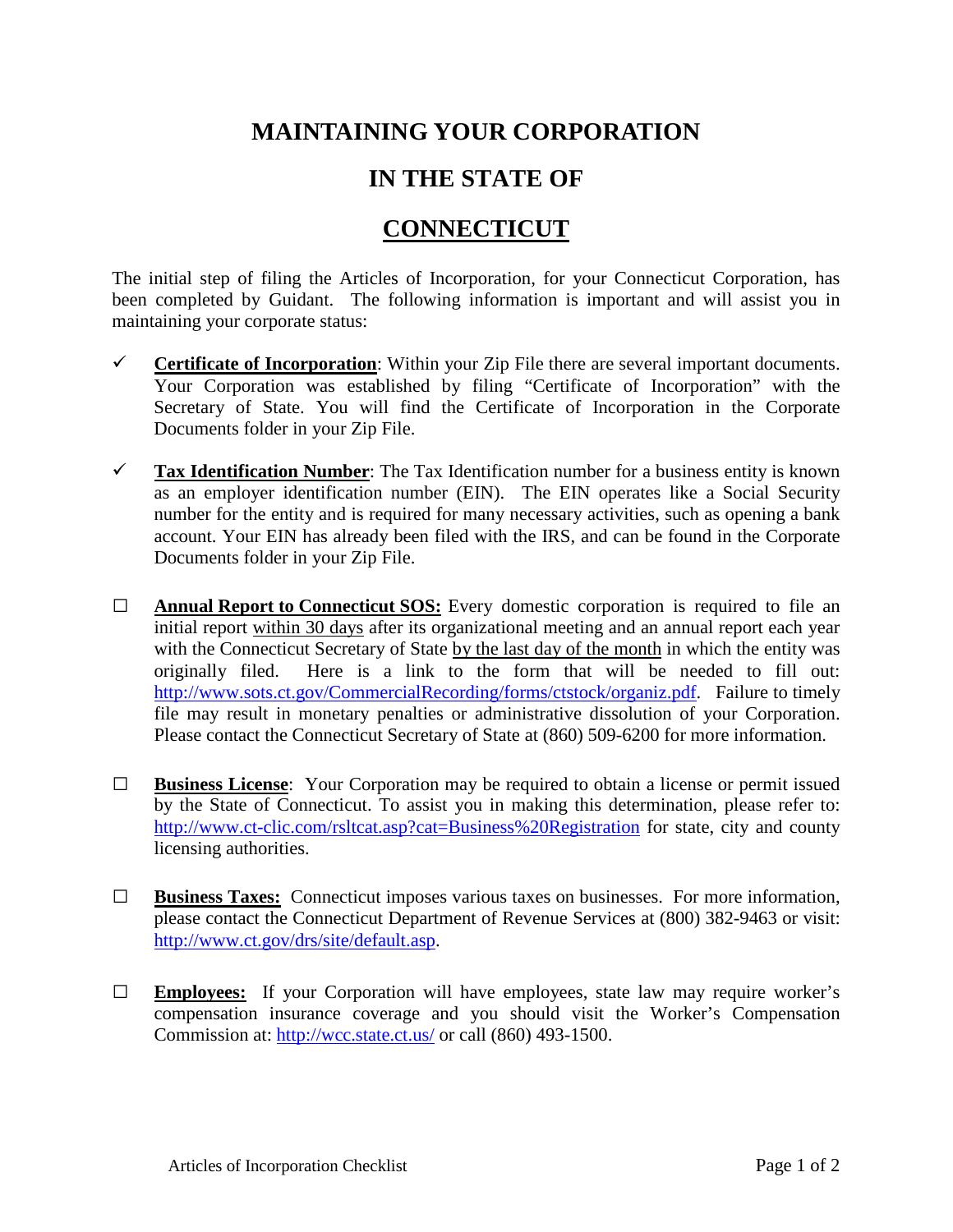# MAINTAINING YOUR CORPORATION

# IN THE STATE OF

# CONNECTICUT

The initial step of filing the Articles of Incorporation, for your Connecticut Corporation, has been completed by Guidant. The following information is important and will assist you in maintaining your corporate status:

- ✓ **Certificate of Incorporation**: Within your Zip File there are several important documents. Your Corporation was established by filing "Certificate of Incorporation" with the Secretary of State. You will find the Certificate of Incorporation in the Corporate Documents folder in your Zip File.

- ✓ **Tax Identification Number**: The Tax Identification number for a business entity is known as an employer identification number (EIN). The EIN operates like a Social Security number for the entity and is required for many necessary activities, such as opening a bank account. Your EIN has already been filed with the IRS, and can be found in the Corporate Documents folder in your Zip File.

- ☐ **Annual Report to Connecticut SOS:** Every domestic corporation is required to file an initial report within 30 days after its organizational meeting and an annual report each year with the Connecticut Secretary of State by the last day of the month in which the entity was originally filed. Here is a link to the form that will be needed to fill out: http://www.sots.ct.gov/CommercialRecording/forms/ctstock/organiz.pdf. Failure to timely file may result in monetary penalties or administrative dissolution of your Corporation. Please contact the Connecticut Secretary of State at (860) 509-6200 for more information.

- ☐ **Business License**: Your Corporation may be required to obtain a license or permit issued by the State of Connecticut. To assist you in making this determination, please refer to: http://www.ct-clic.com/rsltcat.asp?cat=Business%20Registration for state, city and county licensing authorities.

- ☐ **Business Taxes:** Connecticut imposes various taxes on businesses. For more information, please contact the Connecticut Department of Revenue Services at (800) 382-9463 or visit: http://www.ct.gov/drs/site/default.asp.

- ☐ **Employees:** If your Corporation will have employees, state law may require worker's compensation insurance coverage and you should visit the Worker's Compensation Commission at: http://wcc.state.ct.us/ or call (860) 493-1500.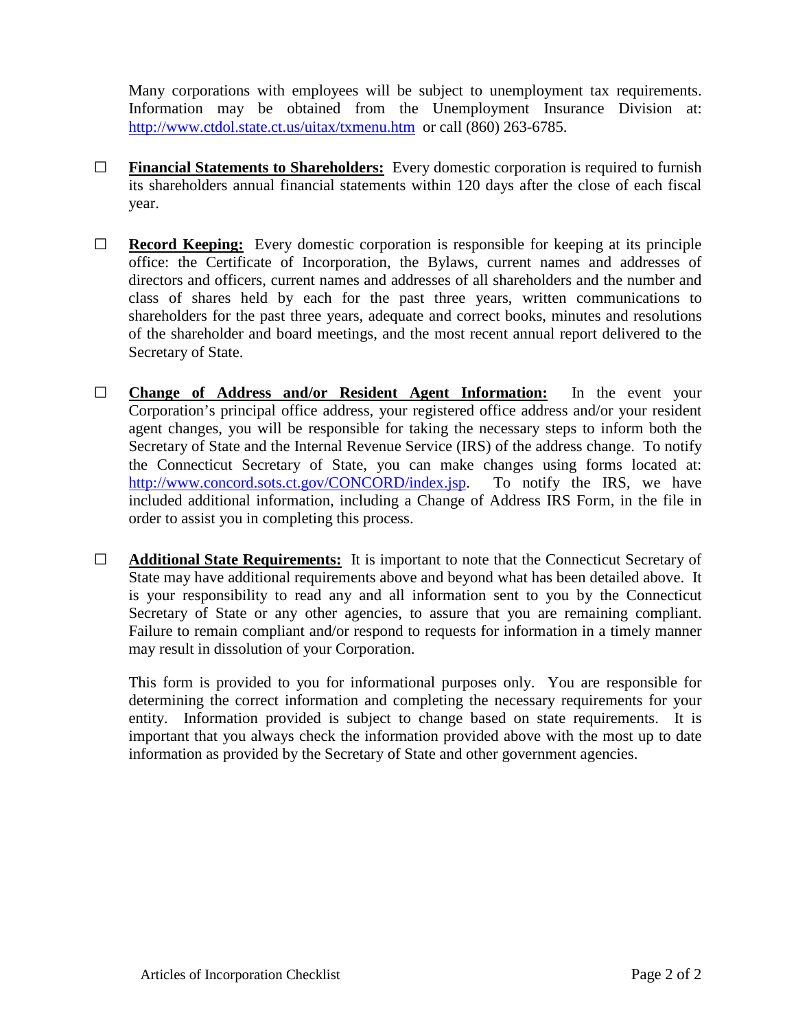Many corporations with employees will be subject to unemployment tax requirements. Information may be obtained from the Unemployment Insurance Division at: http://www.ctdol.state.ct.us/uitax/txmenu.htm or call (860) 263-6785.

☐ **Financial Statements to Shareholders:** Every domestic corporation is required to furnish its shareholders annual financial statements within 120 days after the close of each fiscal year.

☐ **Record Keeping:** Every domestic corporation is responsible for keeping at its principle office: the Certificate of Incorporation, the Bylaws, current names and addresses of directors and officers, current names and addresses of all shareholders and the number and class of shares held by each for the past three years, written communications to shareholders for the past three years, adequate and correct books, minutes and resolutions of the shareholder and board meetings, and the most recent annual report delivered to the Secretary of State.

☐ **Change of Address and/or Resident Agent Information:** In the event your Corporation's principal office address, your registered office address and/or your resident agent changes, you will be responsible for taking the necessary steps to inform both the Secretary of State and the Internal Revenue Service (IRS) of the address change. To notify the Connecticut Secretary of State, you can make changes using forms located at: http://www.concord.sots.ct.gov/CONCORD/index.jsp. To notify the IRS, we have included additional information, including a Change of Address IRS Form, in the file in order to assist you in completing this process.

☐ **Additional State Requirements:** It is important to note that the Connecticut Secretary of State may have additional requirements above and beyond what has been detailed above. It is your responsibility to read any and all information sent to you by the Connecticut Secretary of State or any other agencies, to assure that you are remaining compliant. Failure to remain compliant and/or respond to requests for information in a timely manner may result in dissolution of your Corporation.

This form is provided to you for informational purposes only. You are responsible for determining the correct information and completing the necessary requirements for your entity. Information provided is subject to change based on state requirements. It is important that you always check the information provided above with the most up to date information as provided by the Secretary of State and other government agencies.